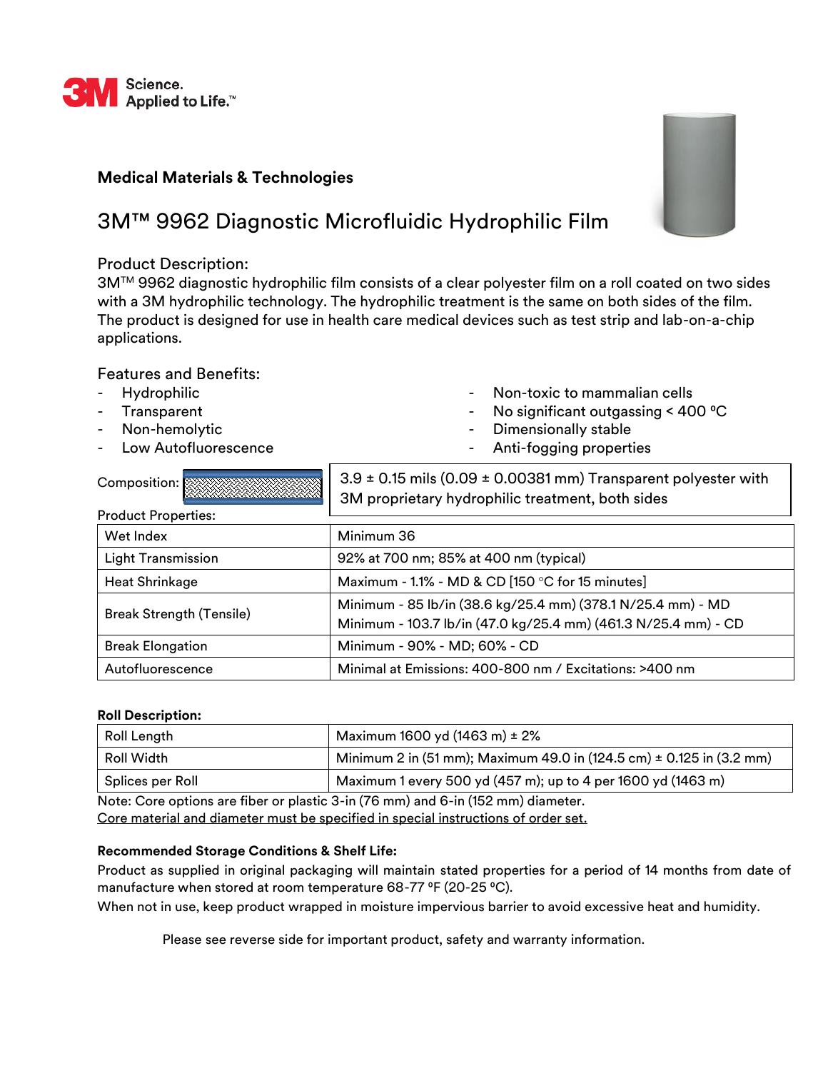3M Science. Applied to Life.™

## Medical Materials & Technologies

# 3M™ 9962 Diagnostic Microfluidic Hydrophilic Film

### Product Description:

3M™ 9962 diagnostic hydrophilic film consists of a clear polyester film on a roll coated on two sides with a 3M hydrophilic technology. The hydrophilic treatment is the same on both sides of the film. The product is designed for use in health care medical devices such as test strip and lab-on-a-chip applications.

### Features and Benefits:

- Hydrophilic
- Transparent
- Non-hemolytic
- Low Autofluorescence
- Non-toxic to mammalian cells
- No significant outgassing < 400 ºC
- Dimensionally stable
- Anti-fogging properties

Composition: 3.9 ± 0.15 mils (0.09 ± 0.00381 mm) Transparent polyester with 3M proprietary hydrophilic treatment, both sides

Product Properties:

| | |
|---|---|
| Wet Index | Minimum 36 |
| Light Transmission | 92% at 700 nm; 85% at 400 nm (typical) |
| Heat Shrinkage | Maximum - 1.1% - MD & CD [150 °C for 15 minutes] |
| Break Strength (Tensile) | Minimum - 85 lb/in (38.6 kg/25.4 mm) (378.1 N/25.4 mm) - MD<br>Minimum - 103.7 lb/in (47.0 kg/25.4 mm) (461.3 N/25.4 mm) - CD |
| Break Elongation | Minimum - 90% - MD; 60% - CD |
| Autofluorescence | Minimal at Emissions: 400-800 nm / Excitations: >400 nm |

**Roll Description:**

| | |
|---|---|
| Roll Length | Maximum 1600 yd (1463 m) ± 2% |
| Roll Width | Minimum 2 in (51 mm); Maximum 49.0 in (124.5 cm) ± 0.125 in (3.2 mm) |
| Splices per Roll | Maximum 1 every 500 yd (457 m); up to 4 per 1600 yd (1463 m) |

Note: Core options are fiber or plastic 3-in (76 mm) and 6-in (152 mm) diameter.
Core material and diameter must be specified in special instructions of order set.

**Recommended Storage Conditions & Shelf Life:**

Product as supplied in original packaging will maintain stated properties for a period of 14 months from date of manufacture when stored at room temperature 68-77 ºF (20-25 ºC).

When not in use, keep product wrapped in moisture impervious barrier to avoid excessive heat and humidity.

Please see reverse side for important product, safety and warranty information.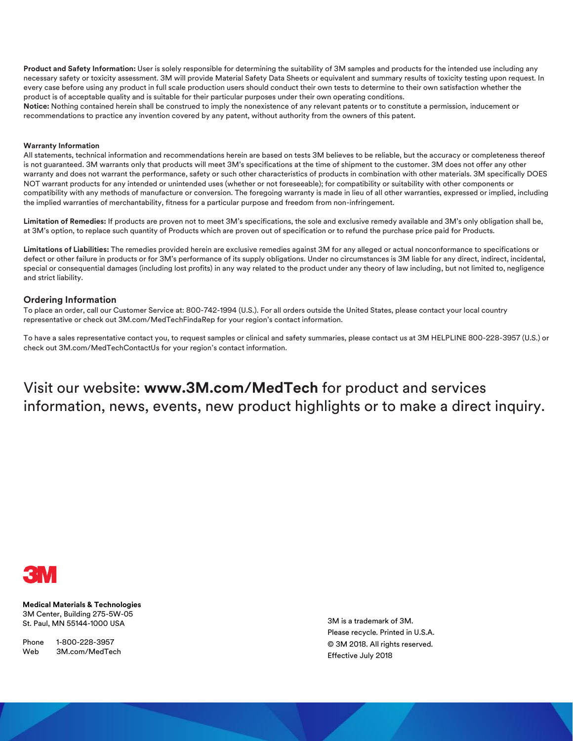**Product and Safety Information:** User is solely responsible for determining the suitability of 3M samples and products for the intended use including any necessary safety or toxicity assessment. 3M will provide Material Safety Data Sheets or equivalent and summary results of toxicity testing upon request. In every case before using any product in full scale production users should conduct their own tests to determine to their own satisfaction whether the product is of acceptable quality and is suitable for their particular purposes under their own operating conditions.

**Notice:** Nothing contained herein shall be construed to imply the nonexistence of any relevant patents or to constitute a permission, inducement or recommendations to practice any invention covered by any patent, without authority from the owners of this patent.

**Warranty Information**

All statements, technical information and recommendations herein are based on tests 3M believes to be reliable, but the accuracy or completeness thereof is not guaranteed. 3M warrants only that products will meet 3M's specifications at the time of shipment to the customer. 3M does not offer any other warranty and does not warrant the performance, safety or such other characteristics of products in combination with other materials. 3M specifically DOES NOT warrant products for any intended or unintended uses (whether or not foreseeable); for compatibility or suitability with other components or compatibility with any methods of manufacture or conversion. The foregoing warranty is made in lieu of all other warranties, expressed or implied, including the implied warranties of merchantability, fitness for a particular purpose and freedom from non-infringement.

**Limitation of Remedies:** If products are proven not to meet 3M's specifications, the sole and exclusive remedy available and 3M's only obligation shall be, at 3M's option, to replace such quantity of Products which are proven out of specification or to refund the purchase price paid for Products.

**Limitations of Liabilities:** The remedies provided herein are exclusive remedies against 3M for any alleged or actual nonconformance to specifications or defect or other failure in products or for 3M's performance of its supply obligations. Under no circumstances is 3M liable for any direct, indirect, incidental, special or consequential damages (including lost profits) in any way related to the product under any theory of law including, but not limited to, negligence and strict liability.

## Ordering Information

To place an order, call our Customer Service at: 800-742-1994 (U.S.). For all orders outside the United States, please contact your local country representative or check out 3M.com/MedTechFindaRep for your region's contact information.

To have a sales representative contact you, to request samples or clinical and safety summaries, please contact us at 3M HELPLINE 800-228-3957 (U.S.) or check out 3M.com/MedTechContactUs for your region's contact information.

Visit our website: **www.3M.com/MedTech** for product and services information, news, events, new product highlights or to make a direct inquiry.

3M

**Medical Materials & Technologies**
3M Center, Building 275-5W-05
St. Paul, MN 55144-1000 USA

Phone 1-800-228-3957
Web 3M.com/MedTech

3M is a trademark of 3M.
Please recycle. Printed in U.S.A.
© 3M 2018. All rights reserved.
Effective July 2018